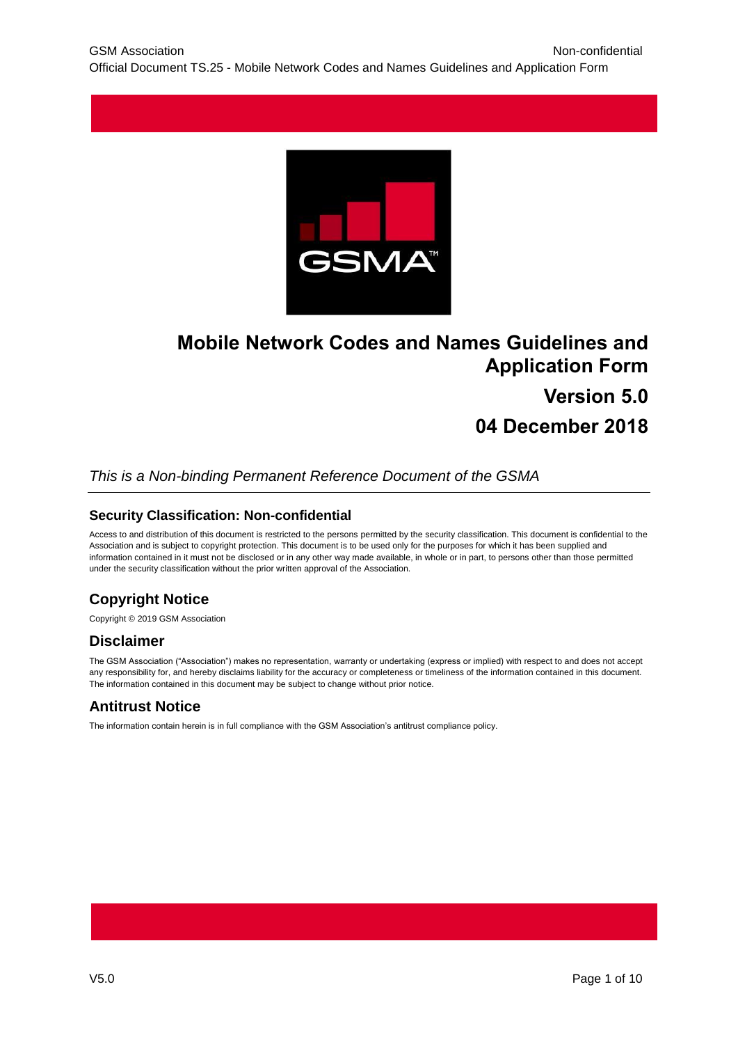# Mobile Network Codes and Names Guidelines and Application Form

## Version 5.0

## 04 December 2018

*This is a Non-binding Permanent Reference Document of the GSMA*

### Security Classification: Non-confidential

Access to and distribution of this document is restricted to the persons permitted by the security classification. This document is confidential to the Association and is subject to copyright protection. This document is to be used only for the purposes for which it has been supplied and information contained in it must not be disclosed or in any other way made available, in whole or in part, to persons other than those permitted under the security classification without the prior written approval of the Association.

## Copyright Notice

Copyright © 2019 GSM Association

## Disclaimer

The GSM Association ("Association") makes no representation, warranty or undertaking (express or implied) with respect to and does not accept any responsibility for, and hereby disclaims liability for the accuracy or completeness or timeliness of the information contained in this document. The information contained in this document may be subject to change without prior notice.

## Antitrust Notice

The information contain herein is in full compliance with the GSM Association's antitrust compliance policy.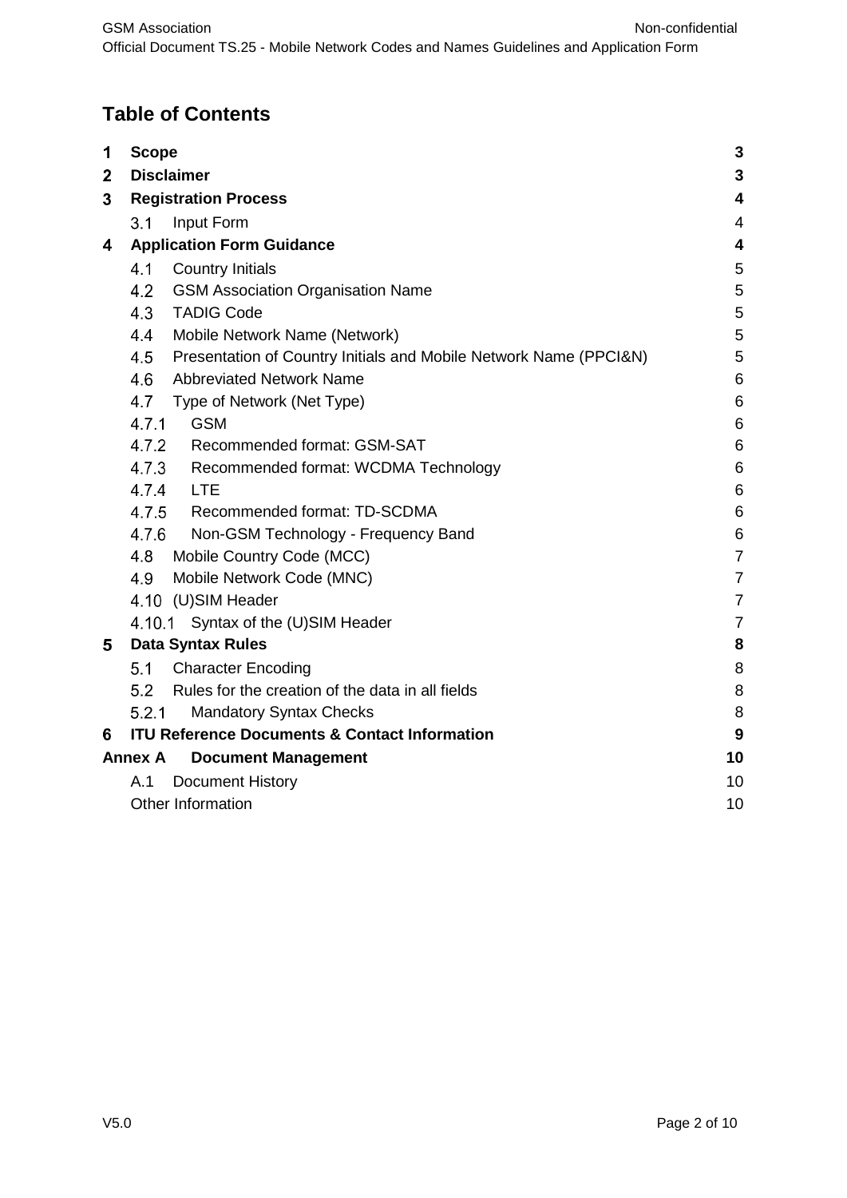# Table of Contents

| | | |
|---|---|---|
| **1** | **Scope** | **3** |
| **2** | **Disclaimer** | **3** |
| **3** | **Registration Process** | **4** |
| 3.1 | Input Form | 4 |
| **4** | **Application Form Guidance** | **4** |
| 4.1 | Country Initials | 5 |
| 4.2 | GSM Association Organisation Name | 5 |
| 4.3 | TADIG Code | 5 |
| 4.4 | Mobile Network Name (Network) | 5 |
| 4.5 | Presentation of Country Initials and Mobile Network Name (PPCI&N) | 5 |
| 4.6 | Abbreviated Network Name | 6 |
| 4.7 | Type of Network (Net Type) | 6 |
| 4.7.1 | GSM | 6 |
| 4.7.2 | Recommended format: GSM-SAT | 6 |
| 4.7.3 | Recommended format: WCDMA Technology | 6 |
| 4.7.4 | LTE | 6 |
| 4.7.5 | Recommended format: TD-SCDMA | 6 |
| 4.7.6 | Non-GSM Technology - Frequency Band | 6 |
| 4.8 | Mobile Country Code (MCC) | 7 |
| 4.9 | Mobile Network Code (MNC) | 7 |
| 4.10 | (U)SIM Header | 7 |
| 4.10.1 | Syntax of the (U)SIM Header | 7 |
| **5** | **Data Syntax Rules** | **8** |
| 5.1 | Character Encoding | 8 |
| 5.2 | Rules for the creation of the data in all fields | 8 |
| 5.2.1 | Mandatory Syntax Checks | 8 |
| **6** | **ITU Reference Documents & Contact Information** | **9** |
| **Annex A** | **Document Management** | **10** |
| A.1 | Document History | 10 |
| | Other Information | 10 |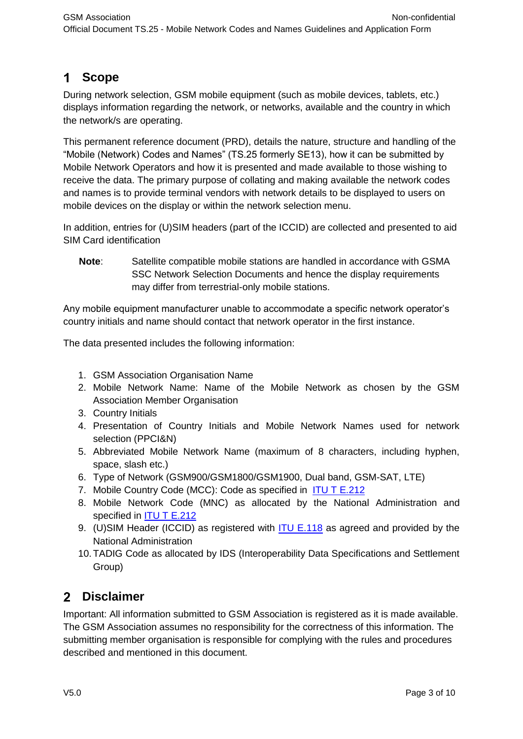# 1 Scope

During network selection, GSM mobile equipment (such as mobile devices, tablets, etc.) displays information regarding the network, or networks, available and the country in which the network/s are operating.

This permanent reference document (PRD), details the nature, structure and handling of the "Mobile (Network) Codes and Names" (TS.25 formerly SE13), how it can be submitted by Mobile Network Operators and how it is presented and made available to those wishing to receive the data. The primary purpose of collating and making available the network codes and names is to provide terminal vendors with network details to be displayed to users on mobile devices on the display or within the network selection menu.

In addition, entries for (U)SIM headers (part of the ICCID) are collected and presented to aid SIM Card identification

**Note**: Satellite compatible mobile stations are handled in accordance with GSMA SSC Network Selection Documents and hence the display requirements may differ from terrestrial-only mobile stations.

Any mobile equipment manufacturer unable to accommodate a specific network operator's country initials and name should contact that network operator in the first instance.

The data presented includes the following information:

1. GSM Association Organisation Name
2. Mobile Network Name: Name of the Mobile Network as chosen by the GSM Association Member Organisation
3. Country Initials
4. Presentation of Country Initials and Mobile Network Names used for network selection (PPCI&N)
5. Abbreviated Mobile Network Name (maximum of 8 characters, including hyphen, space, slash etc.)
6. Type of Network (GSM900/GSM1800/GSM1900, Dual band, GSM-SAT, LTE)
7. Mobile Country Code (MCC): Code as specified in ITU T E.212
8. Mobile Network Code (MNC) as allocated by the National Administration and specified in ITU T E.212
9. (U)SIM Header (ICCID) as registered with ITU E.118 as agreed and provided by the National Administration
10. TADIG Code as allocated by IDS (Interoperability Data Specifications and Settlement Group)

# 2 Disclaimer

Important: All information submitted to GSM Association is registered as it is made available. The GSM Association assumes no responsibility for the correctness of this information. The submitting member organisation is responsible for complying with the rules and procedures described and mentioned in this document.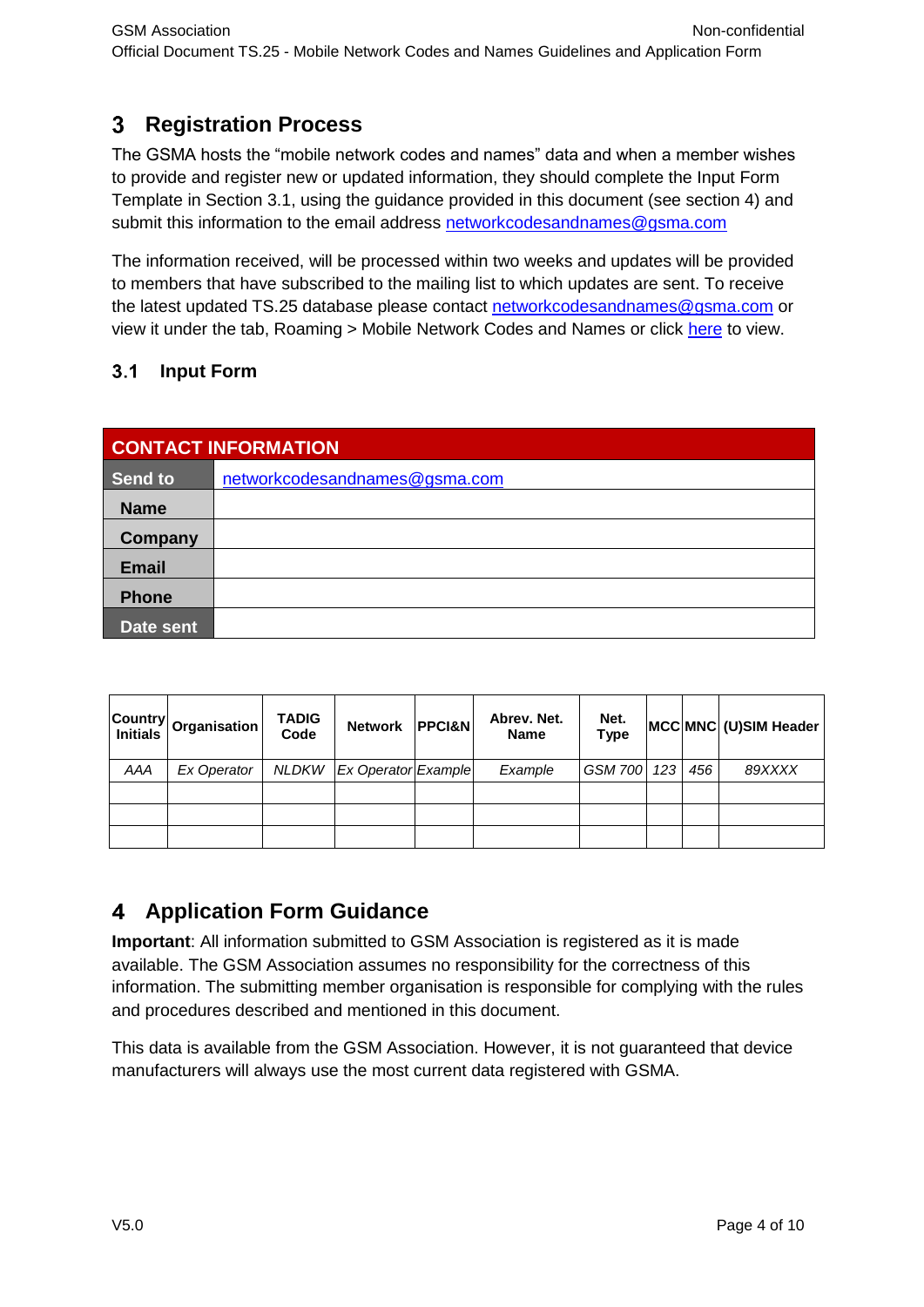# 3 Registration Process

The GSMA hosts the "mobile network codes and names" data and when a member wishes to provide and register new or updated information, they should complete the Input Form Template in Section 3.1, using the guidance provided in this document (see section 4) and submit this information to the email address networkcodesandnames@gsma.com

The information received, will be processed within two weeks and updates will be provided to members that have subscribed to the mailing list to which updates are sent. To receive the latest updated TS.25 database please contact networkcodesandnames@gsma.com or view it under the tab, Roaming > Mobile Network Codes and Names or click here to view.

## 3.1 Input Form

| CONTACT INFORMATION | |
|---|---|
| Send to | networkcodesandnames@gsma.com |
| Name | |
| Company | |
| Email | |
| Phone | |
| Date sent | |

| Country Initials | Organisation | TADIG Code | Network | PPCI&N | Abrev. Net. Name | Net. Type | MCC | MNC | (U)SIM Header |
|---|---|---|---|---|---|---|---|---|---|
| *AAA* | *Ex Operator* | *NLDKW* | *Ex Operator* | *Example* | *Example* | *GSM 700* | *123* | *456* | *89XXXX* |
| | | | | | | | | | |
| | | | | | | | | | |
| | | | | | | | | | |

# 4 Application Form Guidance

**Important**: All information submitted to GSM Association is registered as it is made available. The GSM Association assumes no responsibility for the correctness of this information. The submitting member organisation is responsible for complying with the rules and procedures described and mentioned in this document.

This data is available from the GSM Association. However, it is not guaranteed that device manufacturers will always use the most current data registered with GSMA.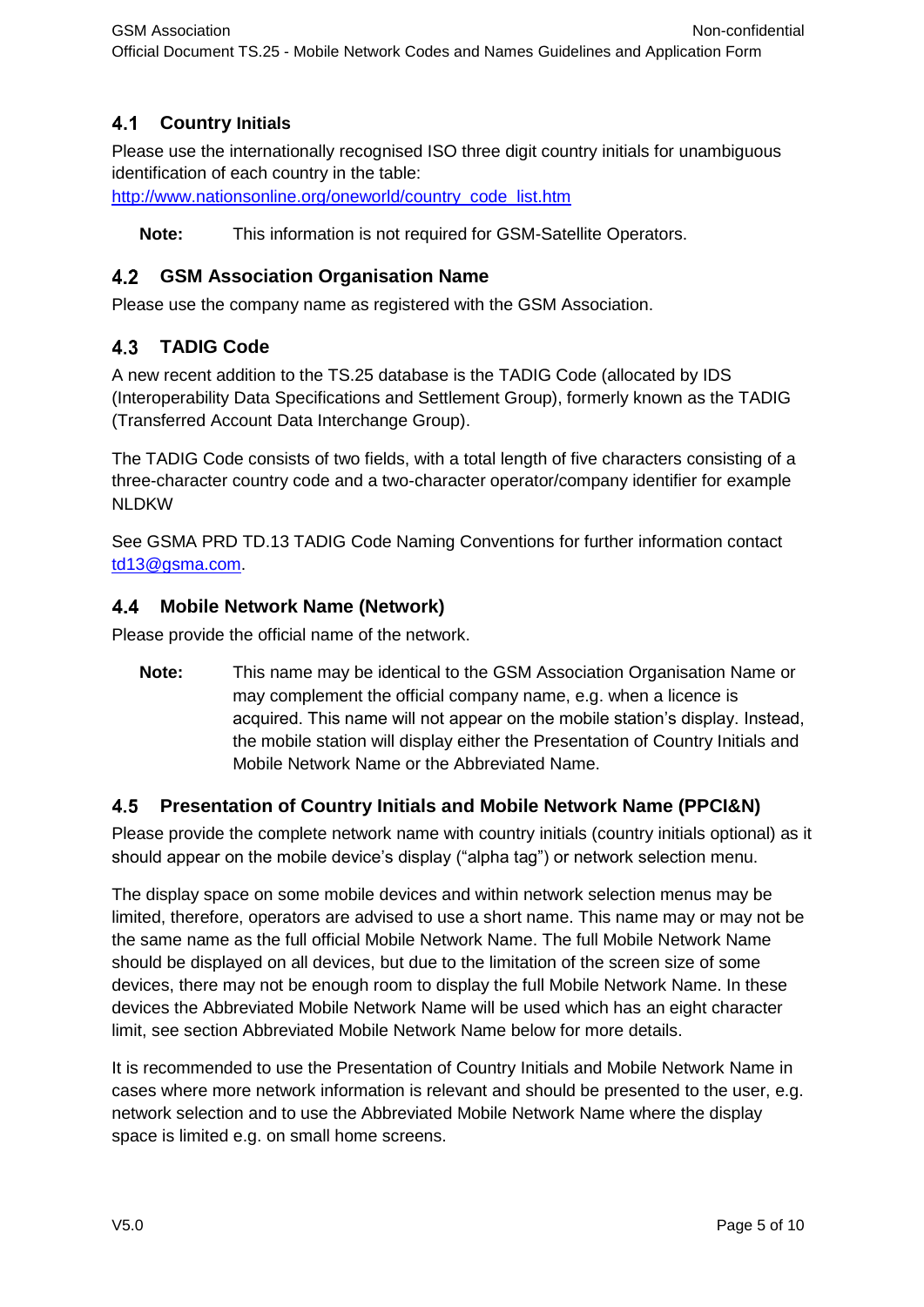## 4.1 Country Initials

Please use the internationally recognised ISO three digit country initials for unambiguous identification of each country in the table:
[http://www.nationsonline.org/oneworld/country_code_list.htm](http://www.nationsonline.org/oneworld/country_code_list.htm)

**Note:** This information is not required for GSM-Satellite Operators.

## 4.2 GSM Association Organisation Name

Please use the company name as registered with the GSM Association.

## 4.3 TADIG Code

A new recent addition to the TS.25 database is the TADIG Code (allocated by IDS (Interoperability Data Specifications and Settlement Group), formerly known as the TADIG (Transferred Account Data Interchange Group).

The TADIG Code consists of two fields, with a total length of five characters consisting of a three-character country code and a two-character operator/company identifier for example NLDKW

See GSMA PRD TD.13 TADIG Code Naming Conventions for further information contact [td13@gsma.com](mailto:td13@gsma.com).

## 4.4 Mobile Network Name (Network)

Please provide the official name of the network.

**Note:** This name may be identical to the GSM Association Organisation Name or may complement the official company name, e.g. when a licence is acquired. This name will not appear on the mobile station's display. Instead, the mobile station will display either the Presentation of Country Initials and Mobile Network Name or the Abbreviated Name.

## 4.5 Presentation of Country Initials and Mobile Network Name (PPCI&N)

Please provide the complete network name with country initials (country initials optional) as it should appear on the mobile device's display ("alpha tag") or network selection menu.

The display space on some mobile devices and within network selection menus may be limited, therefore, operators are advised to use a short name. This name may or may not be the same name as the full official Mobile Network Name. The full Mobile Network Name should be displayed on all devices, but due to the limitation of the screen size of some devices, there may not be enough room to display the full Mobile Network Name. In these devices the Abbreviated Mobile Network Name will be used which has an eight character limit, see section Abbreviated Mobile Network Name below for more details.

It is recommended to use the Presentation of Country Initials and Mobile Network Name in cases where more network information is relevant and should be presented to the user, e.g. network selection and to use the Abbreviated Mobile Network Name where the display space is limited e.g. on small home screens.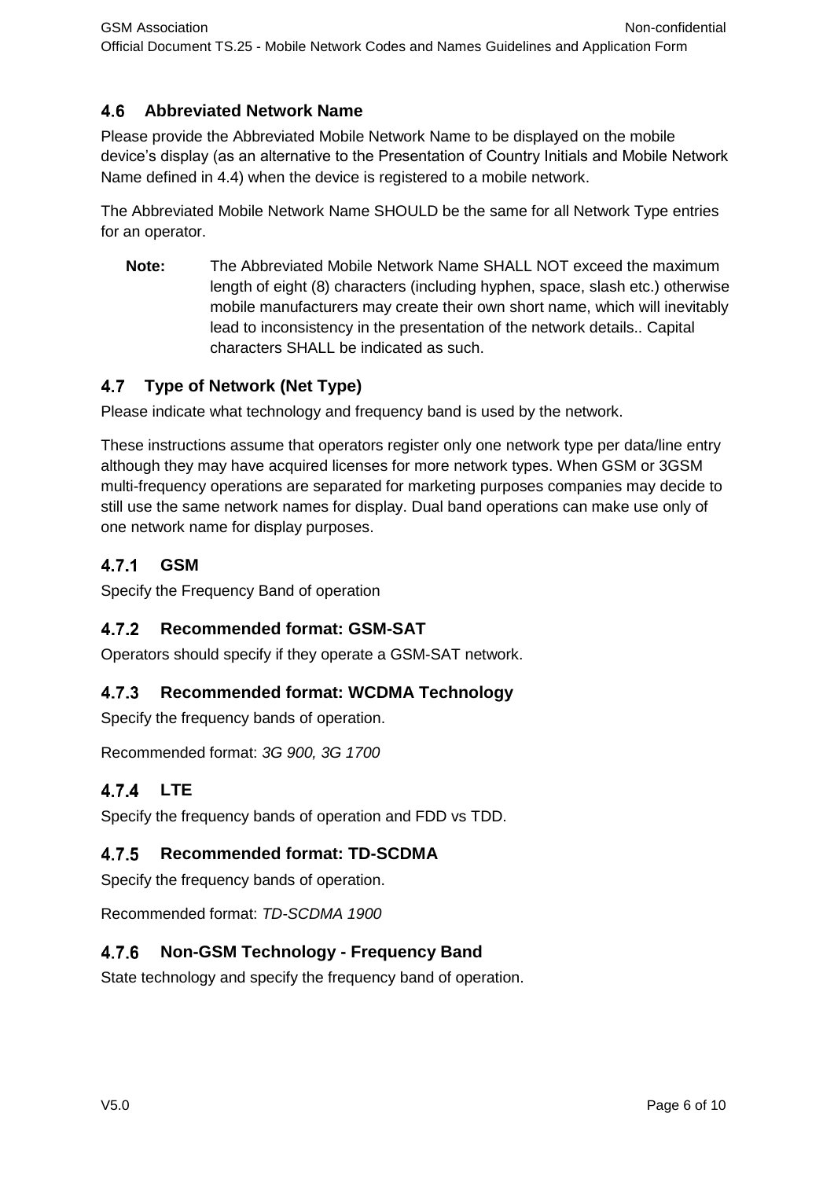## 4.6 Abbreviated Network Name

Please provide the Abbreviated Mobile Network Name to be displayed on the mobile device's display (as an alternative to the Presentation of Country Initials and Mobile Network Name defined in 4.4) when the device is registered to a mobile network.

The Abbreviated Mobile Network Name SHOULD be the same for all Network Type entries for an operator.

**Note:** The Abbreviated Mobile Network Name SHALL NOT exceed the maximum length of eight (8) characters (including hyphen, space, slash etc.) otherwise mobile manufacturers may create their own short name, which will inevitably lead to inconsistency in the presentation of the network details.. Capital characters SHALL be indicated as such.

## 4.7 Type of Network (Net Type)

Please indicate what technology and frequency band is used by the network.

These instructions assume that operators register only one network type per data/line entry although they may have acquired licenses for more network types. When GSM or 3GSM multi-frequency operations are separated for marketing purposes companies may decide to still use the same network names for display. Dual band operations can make use only of one network name for display purposes.

### 4.7.1 GSM

Specify the Frequency Band of operation

### 4.7.2 Recommended format: GSM-SAT

Operators should specify if they operate a GSM-SAT network.

### 4.7.3 Recommended format: WCDMA Technology

Specify the frequency bands of operation.

Recommended format: *3G 900, 3G 1700*

### 4.7.4 LTE

Specify the frequency bands of operation and FDD vs TDD.

### 4.7.5 Recommended format: TD-SCDMA

Specify the frequency bands of operation.

Recommended format: *TD-SCDMA 1900*

### 4.7.6 Non-GSM Technology - Frequency Band

State technology and specify the frequency band of operation.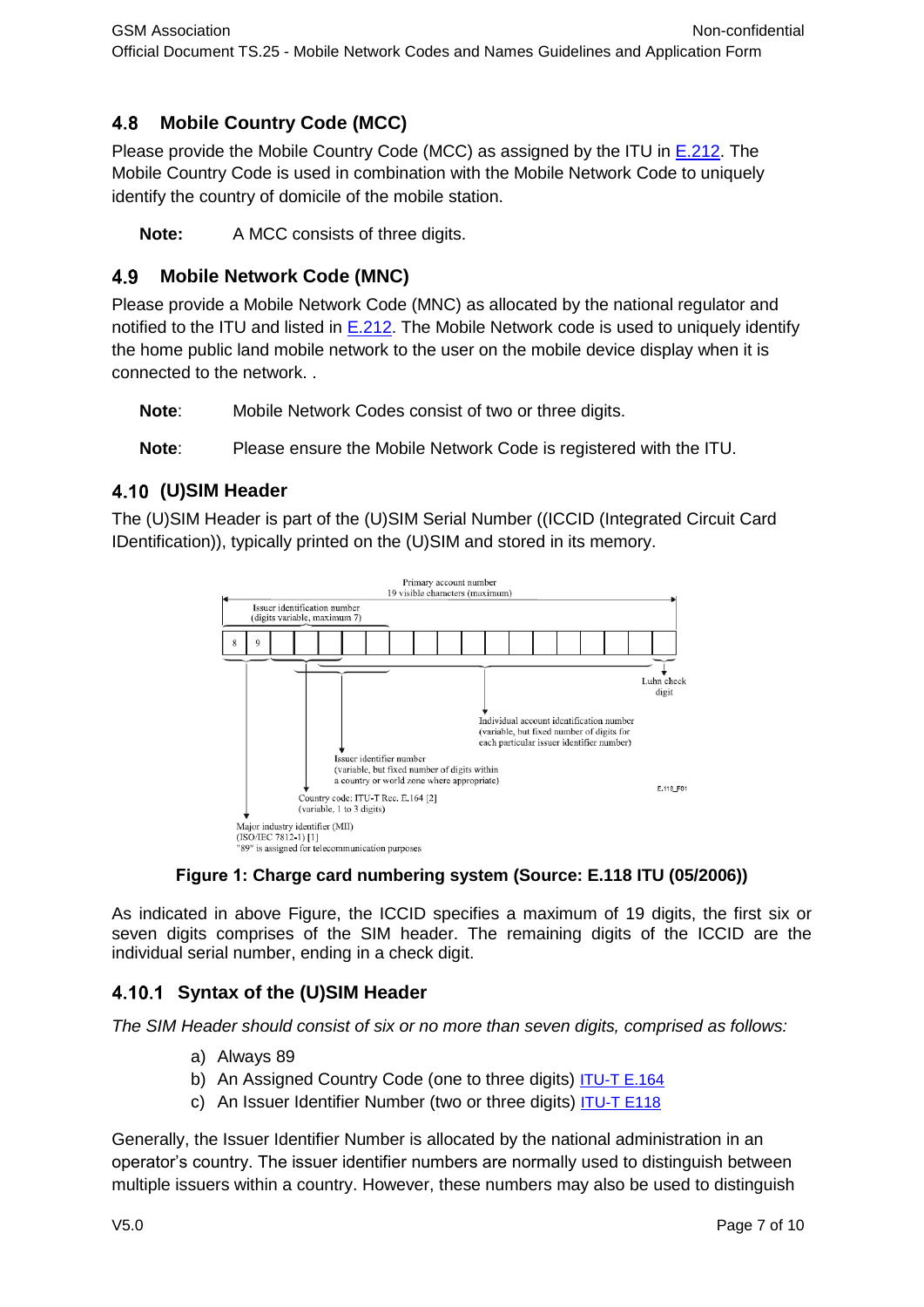## 4.8 Mobile Country Code (MCC)

Please provide the Mobile Country Code (MCC) as assigned by the ITU in E.212. The Mobile Country Code is used in combination with the Mobile Network Code to uniquely identify the country of domicile of the mobile station.

**Note:** A MCC consists of three digits.

## 4.9 Mobile Network Code (MNC)

Please provide a Mobile Network Code (MNC) as allocated by the national regulator and notified to the ITU and listed in E.212. The Mobile Network code is used to uniquely identify the home public land mobile network to the user on the mobile device display when it is connected to the network. .

**Note**: Mobile Network Codes consist of two or three digits.

**Note**: Please ensure the Mobile Network Code is registered with the ITU.

## 4.10 (U)SIM Header

The (U)SIM Header is part of the (U)SIM Serial Number ((ICCID (Integrated Circuit Card IDentification)), typically printed on the (U)SIM and stored in its memory.

Primary account number
19 visible characters (maximum)

Issuer identification number
(digits variable, maximum 7)

| 8 | 9 | | | | | | | | | | | | | | | | | |
|---|---|---|---|---|---|---|---|---|---|---|---|---|---|---|---|---|---|---|

Luhn check digit

Individual account identification number (variable, but fixed number of digits for each particular issuer identifier number)

Issuer identifier number (variable, but fixed number of digits within a country or world zone where appropriate)

Country code: ITU-T Rec. E.164 [2] (variable, 1 to 3 digits)

Major industry identifier (MII) (ISO/IEC 7812-1) [1] "89" is assigned for telecommunication purposes

E.118_F01

**Figure 1: Charge card numbering system (Source: E.118 ITU (05/2006))**

As indicated in above Figure, the ICCID specifies a maximum of 19 digits, the first six or seven digits comprises of the SIM header. The remaining digits of the ICCID are the individual serial number, ending in a check digit.

### 4.10.1 Syntax of the (U)SIM Header

*The SIM Header should consist of six or no more than seven digits, comprised as follows:*

a) Always 89
b) An Assigned Country Code (one to three digits) ITU-T E.164
c) An Issuer Identifier Number (two or three digits) ITU-T E118

Generally, the Issuer Identifier Number is allocated by the national administration in an operator's country. The issuer identifier numbers are normally used to distinguish between multiple issuers within a country. However, these numbers may also be used to distinguish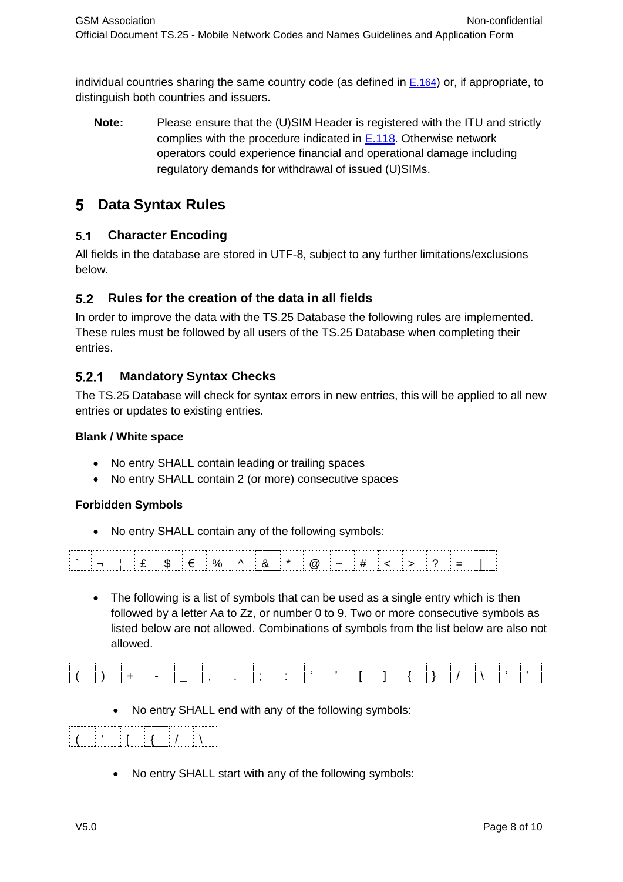individual countries sharing the same country code (as defined in E.164) or, if appropriate, to distinguish both countries and issuers.

**Note:** Please ensure that the (U)SIM Header is registered with the ITU and strictly complies with the procedure indicated in E.118. Otherwise network operators could experience financial and operational damage including regulatory demands for withdrawal of issued (U)SIMs.

# 5 Data Syntax Rules

## 5.1 Character Encoding

All fields in the database are stored in UTF-8, subject to any further limitations/exclusions below.

## 5.2 Rules for the creation of the data in all fields

In order to improve the data with the TS.25 Database the following rules are implemented. These rules must be followed by all users of the TS.25 Database when completing their entries.

### 5.2.1 Mandatory Syntax Checks

The TS.25 Database will check for syntax errors in new entries, this will be applied to all new entries or updates to existing entries.

**Blank / White space**

- No entry SHALL contain leading or trailing spaces
- No entry SHALL contain 2 (or more) consecutive spaces

**Forbidden Symbols**

- No entry SHALL contain any of the following symbols:

| ` | ¬ | ¦ | £ | $ | € | % | ^ | & | * | @ | ~ | # | < | > | ? | = | \| |
|---|---|---|---|---|---|---|---|---|---|---|---|---|---|---|---|---|---|

- The following is a list of symbols that can be used as a single entry which is then followed by a letter Aa to Zz, or number 0 to 9. Two or more consecutive symbols as listed below are not allowed. Combinations of symbols from the list below are also not allowed.

| ( | ) | + | - | _ | , | . | ; | : | ‘ | ’ | [ | ] | { | } | / | \ | ‘ | ’ |
|---|---|---|---|---|---|---|---|---|---|---|---|---|---|---|---|---|---|---|

- No entry SHALL end with any of the following symbols:

| ( | ‘ | [ | { | / | \ |
|---|---|---|---|---|---|

- No entry SHALL start with any of the following symbols: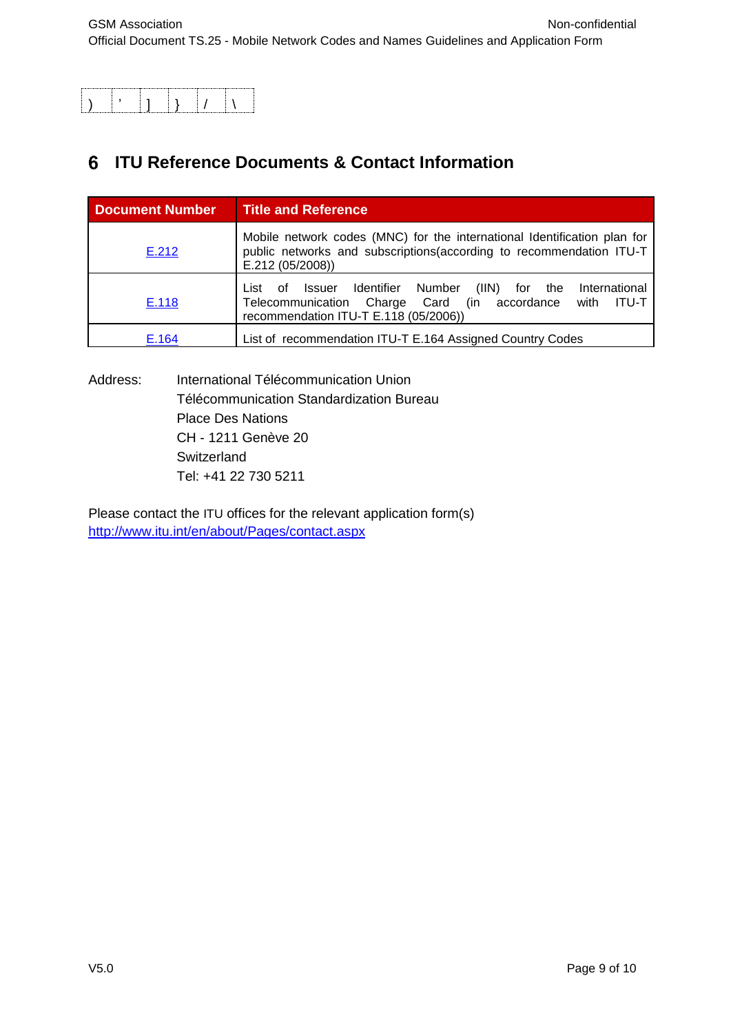| ) | ' | ] | } | / | \ |
|---|---|---|---|---|---|

# 6 ITU Reference Documents & Contact Information

| Document Number | Title and Reference |
|---|---|
| E.212 | Mobile network codes (MNC) for the international Identification plan for public networks and subscriptions(according to recommendation ITU-T E.212 (05/2008)) |
| E.118 | List of Issuer Identifier Number (IIN) for the International Telecommunication Charge Card (in accordance with ITU-T recommendation ITU-T E.118 (05/2006)) |
| E.164 | List of recommendation ITU-T E.164 Assigned Country Codes |

Address: International Télécommunication Union
Télécommunication Standardization Bureau
Place Des Nations
CH - 1211 Genève 20
Switzerland
Tel: +41 22 730 5211

Please contact the ITU offices for the relevant application form(s)
http://www.itu.int/en/about/Pages/contact.aspx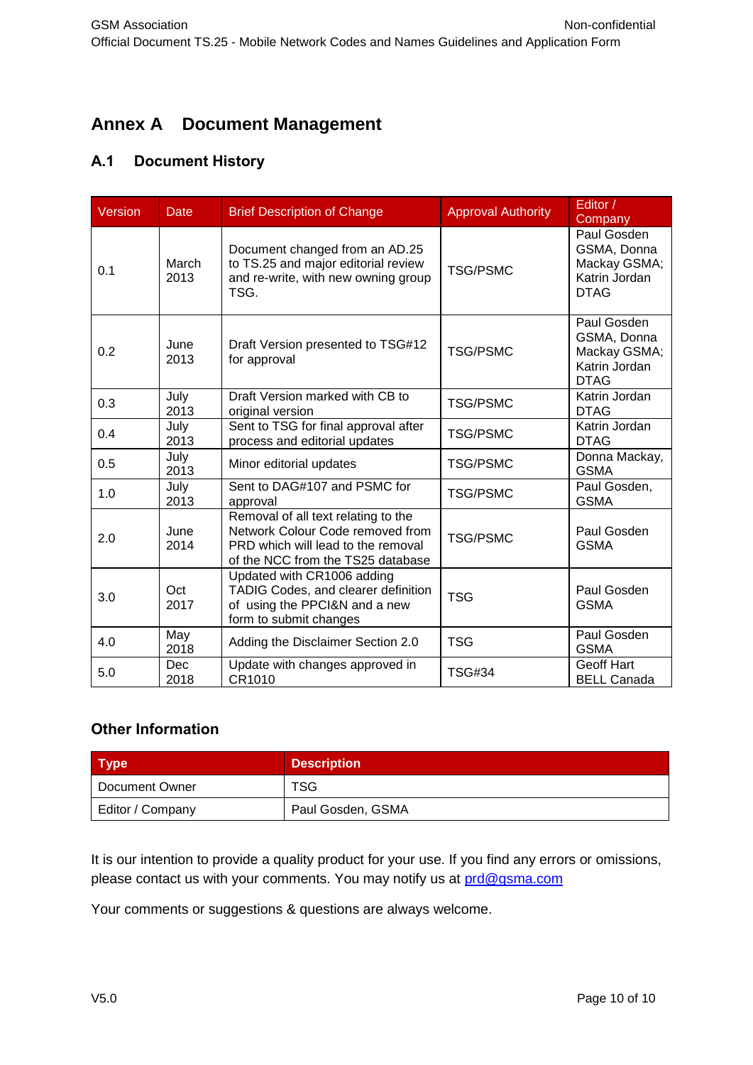# Annex A Document Management

## A.1 Document History

| Version | Date | Brief Description of Change | Approval Authority | Editor / Company |
|---|---|---|---|---|
| 0.1 | March 2013 | Document changed from an AD.25 to TS.25 and major editorial review and re-write, with new owning group TSG. | TSG/PSMC | Paul Gosden GSMA, Donna Mackay GSMA; Katrin Jordan DTAG |
| 0.2 | June 2013 | Draft Version presented to TSG#12 for approval | TSG/PSMC | Paul Gosden GSMA, Donna Mackay GSMA; Katrin Jordan DTAG |
| 0.3 | July 2013 | Draft Version marked with CB to original version | TSG/PSMC | Katrin Jordan DTAG |
| 0.4 | July 2013 | Sent to TSG for final approval after process and editorial updates | TSG/PSMC | Katrin Jordan DTAG |
| 0.5 | July 2013 | Minor editorial updates | TSG/PSMC | Donna Mackay, GSMA |
| 1.0 | July 2013 | Sent to DAG#107 and PSMC for approval | TSG/PSMC | Paul Gosden, GSMA |
| 2.0 | June 2014 | Removal of all text relating to the Network Colour Code removed from PRD which will lead to the removal of the NCC from the TS25 database | TSG/PSMC | Paul Gosden GSMA |
| 3.0 | Oct 2017 | Updated with CR1006 adding TADIG Codes, and clearer definition of using the PPCI&N and a new form to submit changes | TSG | Paul Gosden GSMA |
| 4.0 | May 2018 | Adding the Disclaimer Section 2.0 | TSG | Paul Gosden GSMA |
| 5.0 | Dec 2018 | Update with changes approved in CR1010 | TSG#34 | Geoff Hart BELL Canada |

### Other Information

| Type | Description |
|---|---|
| Document Owner | TSG |
| Editor / Company | Paul Gosden, GSMA |

It is our intention to provide a quality product for your use. If you find any errors or omissions, please contact us with your comments. You may notify us at prd@gsma.com

Your comments or suggestions & questions are always welcome.